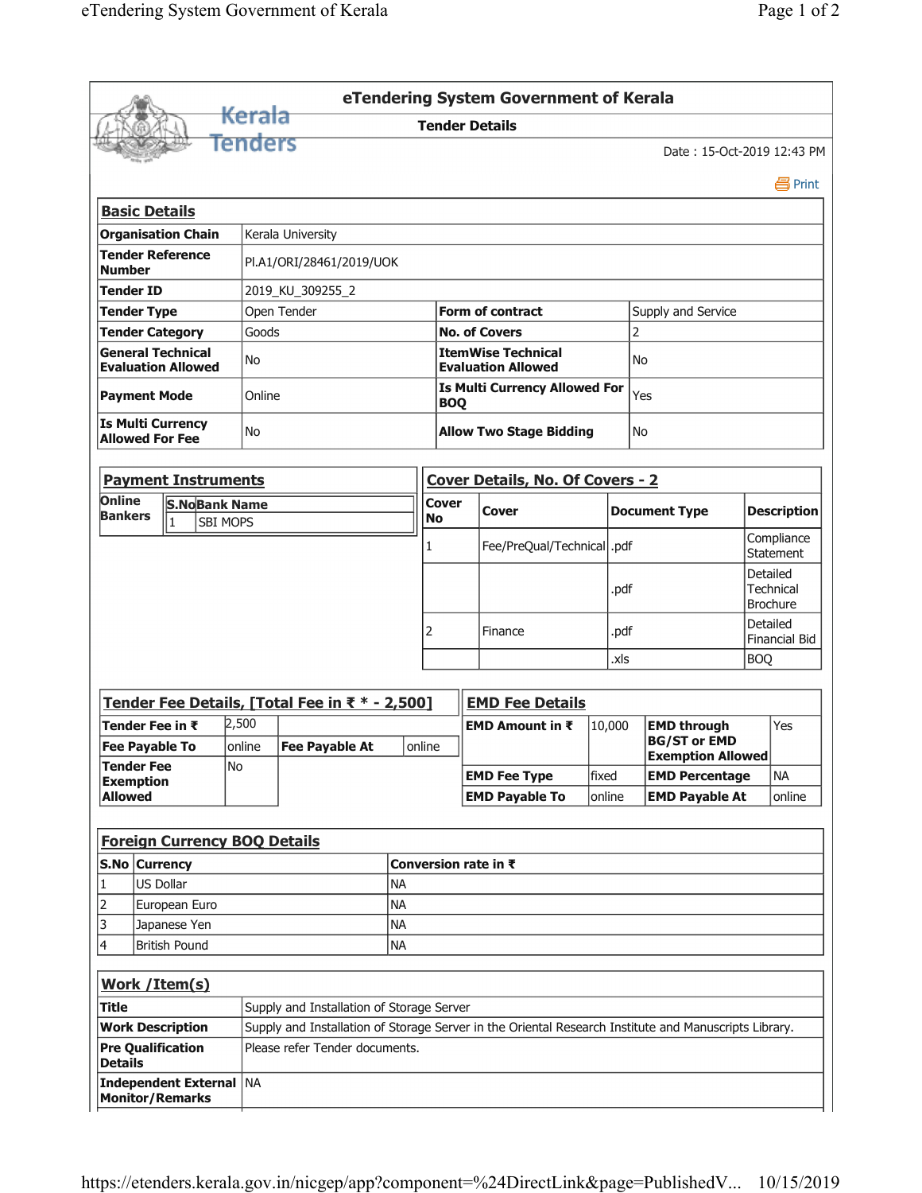# eTendering System Government of Kerala

## Tender Details

Date : 15-Oct-2019 12:43 PM

Print

### Basic Details

| | | | |
|---|---|---|---|
| **Organisation Chain** | Kerala University | | |
| **Tender Reference Number** | PI.A1/ORI/28461/2019/UOK | | |
| **Tender ID** | 2019_KU_309255_2 | | |
| **Tender Type** | Open Tender | **Form of contract** | Supply and Service |
| **Tender Category** | Goods | **No. of Covers** | 2 |
| **General Technical Evaluation Allowed** | No | **ItemWise Technical Evaluation Allowed** | No |
| **Payment Mode** | Online | **Is Multi Currency Allowed For BOQ** | Yes |
| **Is Multi Currency Allowed For Fee** | No | **Allow Two Stage Bidding** | No |

### Payment Instruments

| | | |
|---|---|---|
| **Online Bankers** | **S.No** | **Bank Name** |
| | 1 | SBI MOPS |

### Cover Details, No. Of Covers - 2

| Cover No | Cover | Document Type | Description |
|---|---|---|---|
| 1 | Fee/PreQual/Technical | .pdf | Compliance Statement |
| | | .pdf | Detailed Technical Brochure |
| 2 | Finance | .pdf | Detailed Financial Bid |
| | | .xls | BOQ |

### Tender Fee Details, [Total Fee in ₹ * - 2,500]

| | | | |
|---|---|---|---|
| **Tender Fee in ₹** | 2,500 | | |
| **Fee Payable To** | online | **Fee Payable At** | online |
| **Tender Fee Exemption Allowed** | No | | |

### EMD Fee Details

| | | | |
|---|---|---|---|
| **EMD Amount in ₹** | 10,000 | **EMD through BG/ST or EMD Exemption Allowed** | Yes |
| **EMD Fee Type** | fixed | **EMD Percentage** | NA |
| **EMD Payable To** | online | **EMD Payable At** | online |

### Foreign Currency BOQ Details

| S.No | Currency | Conversion rate in ₹ |
|---|---|---|
| 1 | US Dollar | NA |
| 2 | European Euro | NA |
| 3 | Japanese Yen | NA |
| 4 | British Pound | NA |

### Work /Item(s)

| | |
|---|---|
| **Title** | Supply and Installation of Storage Server |
| **Work Description** | Supply and Installation of Storage Server in the Oriental Research Institute and Manuscripts Library. |
| **Pre Qualification Details** | Please refer Tender documents. |
| **Independent External Monitor/Remarks** | NA |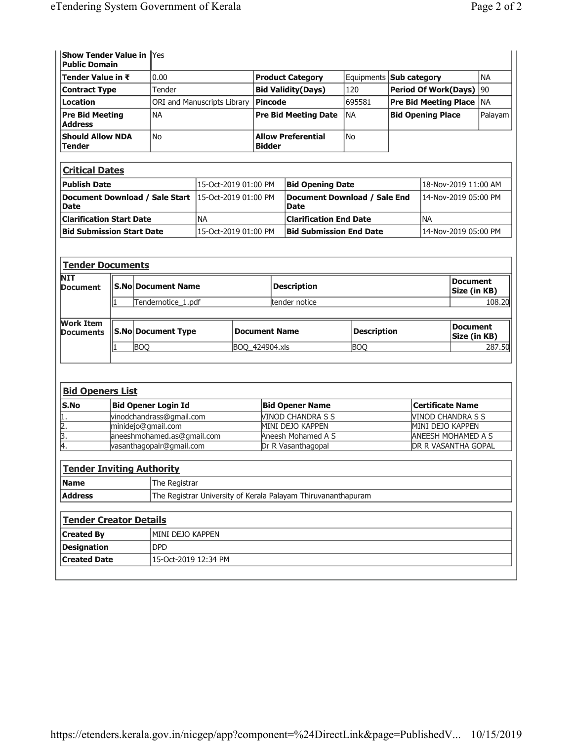| | | | | | |
|---|---|---|---|---|---|
| **Show Tender Value in Public Domain** | Yes | | | | |
| **Tender Value in ₹** | 0.00 | **Product Category** | Equipments | **Sub category** | NA |
| **Contract Type** | Tender | **Bid Validity(Days)** | 120 | **Period Of Work(Days)** | 90 |
| **Location** | ORI and Manuscripts Library | **Pincode** | 695581 | **Pre Bid Meeting Place** | NA |
| **Pre Bid Meeting Address** | NA | **Pre Bid Meeting Date** | NA | **Bid Opening Place** | Palayam |
| **Should Allow NDA Tender** | No | **Allow Preferential Bidder** | No | | |

## Critical Dates

| | | | |
|---|---|---|---|
| **Publish Date** | 15-Oct-2019 01:00 PM | **Bid Opening Date** | 18-Nov-2019 11:00 AM |
| **Document Download / Sale Start Date** | 15-Oct-2019 01:00 PM | **Document Download / Sale End Date** | 14-Nov-2019 05:00 PM |
| **Clarification Start Date** | NA | **Clarification End Date** | NA |
| **Bid Submission Start Date** | 15-Oct-2019 01:00 PM | **Bid Submission End Date** | 14-Nov-2019 05:00 PM |

## Tender Documents

**NIT Document**

| S.No | Document Name | Description | Document Size (in KB) |
|---|---|---|---|
| 1 | Tendernotice_1.pdf | tender notice | 108.20 |

**Work Item Documents**

| S.No | Document Type | Document Name | Description | Document Size (in KB) |
|---|---|---|---|---|
| 1 | BOQ | BOQ_424904.xls | BOQ | 287.50 |

## Bid Openers List

| S.No | Bid Opener Login Id | Bid Opener Name | Certificate Name |
|---|---|---|---|
| 1. | vinodchandrass@gmail.com | VINOD CHANDRA S S | VINOD CHANDRA S S |
| 2. | minidejo@gmail.com | MINI DEJO KAPPEN | MINI DEJO KAPPEN |
| 3. | aneeshmohamed.as@gmail.com | Aneesh Mohamed A S | ANEESH MOHAMED A S |
| 4. | vasanthagopalr@gmail.com | Dr R Vasanthagopal | DR R VASANTHA GOPAL |

## Tender Inviting Authority

| | |
|---|---|
| **Name** | The Registrar |
| **Address** | The Registrar University of Kerala Palayam Thiruvananthapuram |

## Tender Creator Details

| | |
|---|---|
| **Created By** | MINI DEJO KAPPEN |
| **Designation** | DPD |
| **Created Date** | 15-Oct-2019 12:34 PM |